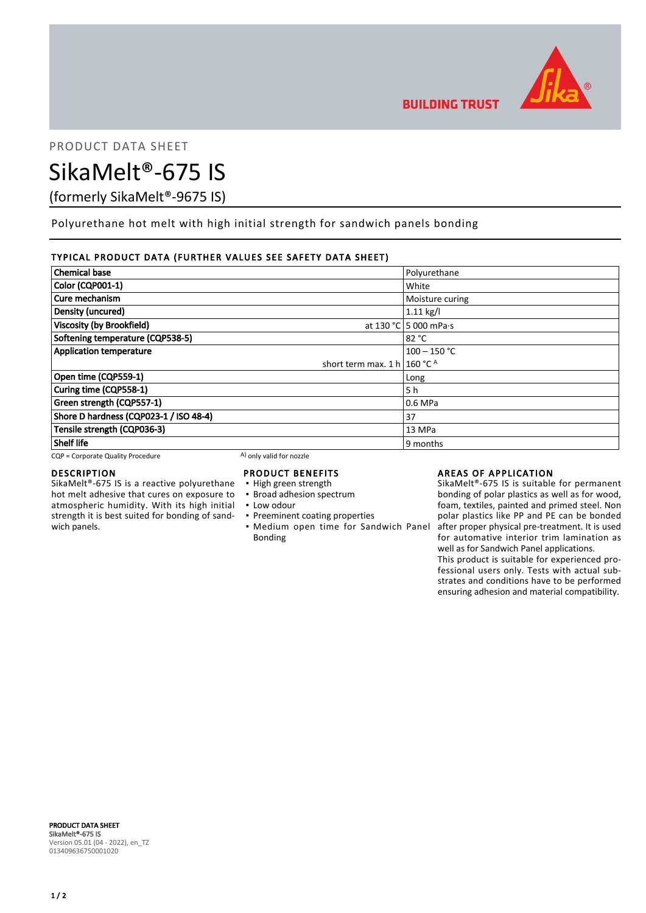PRODUCT DATA SHEET

# SikaMelt®-675 IS

(formerly SikaMelt®-9675 IS)

Polyurethane hot melt with high initial strength for sandwich panels bonding

## TYPICAL PRODUCT DATA (FURTHER VALUES SEE SAFETY DATA SHEET)

| Property | | Value |
|---|---|---|
| **Chemical base** | | Polyurethane |
| **Color (CQP001-1)** | | White |
| **Cure mechanism** | | Moisture curing |
| **Density (uncured)** | | 1.11 kg/l |
| **Viscosity (by Brookfield)** | at 130 °C | 5 000 mPa·s |
| **Softening temperature (CQP538-5)** | | 82 °C |
| **Application temperature** | | 100 – 150 °C |
| | short term max. 1 h | 160 °C [A] |
| **Open time (CQP559-1)** | | Long |
| **Curing time (CQP558-1)** | | 5 h |
| **Green strength (CQP557-1)** | | 0.6 MPa |
| **Shore D hardness (CQP023-1 / ISO 48-4)** | | 37 |
| **Tensile strength (CQP036-3)** | | 13 MPa |
| **Shelf life** | | 9 months |

CQP = Corporate Quality Procedure    A) only valid for nozzle

## DESCRIPTION

SikaMelt®-675 IS is a reactive polyurethane hot melt adhesive that cures on exposure to atmospheric humidity. With its high initial strength it is best suited for bonding of sandwich panels.

## PRODUCT BENEFITS

- High green strength
- Broad adhesion spectrum
- Low odour
- Preeminent coating properties
- Medium open time for Sandwich Panel Bonding

## AREAS OF APPLICATION

SikaMelt®-675 IS is suitable for permanent bonding of polar plastics as well as for wood, foam, textiles, painted and primed steel. Non polar plastics like PP and PE can be bonded after proper physical pre-treatment. It is used for automative interior trim lamination as well as for Sandwich Panel applications.

This product is suitable for experienced professional users only. Tests with actual substrates and conditions have to be performed ensuring adhesion and material compatibility.

**PRODUCT DATA SHEET**
**SikaMelt®-675 IS**
Version 05.01 (04 - 2022), en_TZ
013409636750001020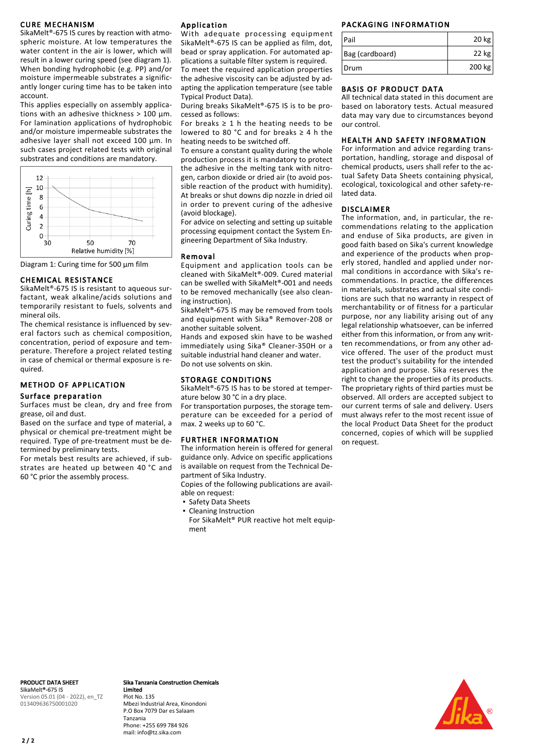## CURE MECHANISM

SikaMelt®-675 IS cures by reaction with atmospheric moisture. At low temperatures the water content in the air is lower, which will result in a lower curing speed (see diagram 1). When bonding hydrophobic (e.g. PP) and/or moisture impermeable substrates a significantly longer curing time has to be taken into account.

This applies especially on assembly applications with an adhesive thickness > 100 µm. For lamination applications of hydrophobic and/or moisture impermeable substrates the adhesive layer shall not exceed 100 µm. In such cases project related tests with original substrates and conditions are mandatory.

Curing time [h]
12
10
8
6
4
2
0
30
50
70
Relative humidity [%]

Diagram 1: Curing time for 500 µm film

## CHEMICAL RESISTANCE

SikaMelt®-675 IS is resistant to aqueous surfactant, weak alkaline/acids solutions and temporarily resistant to fuels, solvents and mineral oils.

The chemical resistance is influenced by several factors such as chemical composition, concentration, period of exposure and temperature. Therefore a project related testing in case of chemical or thermal exposure is required.

## METHOD OF APPLICATION

### Surface preparation

Surfaces must be clean, dry and free from grease, oil and dust.

Based on the surface and type of material, a physical or chemical pre-treatment might be required. Type of pre-treatment must be determined by preliminary tests.

For metals best results are achieved, if substrates are heated up between 40 °C and 60 °C prior the assembly process.

### Application

With adequate processing equipment SikaMelt®-675 IS can be applied as film, dot, bead or spray application. For automated applications a suitable filter system is required.

To meet the required application properties the adhesive viscosity can be adjusted by adapting the application temperature (see table Typical Product Data).

During breaks SikaMelt®-675 IS is to be processed as follows:

For breaks ≥ 1 h the heating needs to be lowered to 80 °C and for breaks ≥ 4 h the heating needs to be switched off.

To ensure a constant quality during the whole production process it is mandatory to protect the adhesive in the melting tank with nitrogen, carbon dioxide or dried air (to avoid possible reaction of the product with humidity). At breaks or shut downs dip nozzle in dried oil in order to prevent curing of the adhesive (avoid blockage).

For advice on selecting and setting up suitable processing equipment contact the System Engineering Department of Sika Industry.

### Removal

Equipment and application tools can be cleaned with SikaMelt®-009. Cured material can be swelled with SikaMelt®-001 and needs to be removed mechanically (see also cleaning instruction).

SikaMelt®-675 IS may be removed from tools and equipment with Sika® Remover-208 or another suitable solvent.

Hands and exposed skin have to be washed immediately using Sika® Cleaner-350H or a suitable industrial hand cleaner and water. Do not use solvents on skin.

## STORAGE CONDITIONS

SikaMelt®-675 IS has to be stored at temperature below 30 °C in a dry place.

For transportation purposes, the storage temperature can be exceeded for a period of max. 2 weeks up to 60 °C.

## FURTHER INFORMATION

The information herein is offered for general guidance only. Advice on specific applications is available on request from the Technical Department of Sika Industry.

Copies of the following publications are available on request:

- Safety Data Sheets
- Cleaning Instruction
  For SikaMelt® PUR reactive hot melt equipment

## PACKAGING INFORMATION

| | |
|---|---|
| Pail | 20 kg |
| Bag (cardboard) | 22 kg |
| Drum | 200 kg |

## BASIS OF PRODUCT DATA

All technical data stated in this document are based on laboratory tests. Actual measured data may vary due to circumstances beyond our control.

## HEALTH AND SAFETY INFORMATION

For information and advice regarding transportation, handling, storage and disposal of chemical products, users shall refer to the actual Safety Data Sheets containing physical, ecological, toxicological and other safety-related data.

## DISCLAIMER

The information, and, in particular, the recommendations relating to the application and enduse of Sika products, are given in good faith based on Sika's current knowledge and experience of the products when properly stored, handled and applied under normal conditions in accordance with Sika's recommendations. In practice, the differences in materials, substrates and actual site conditions are such that no warranty in respect of merchantability or of fitness for a particular purpose, nor any liability arising out of any legal relationship whatsoever, can be inferred either from this information, or from any written recommendations, or from any other advice offered. The user of the product must test the product's suitability for the intended application and purpose. Sika reserves the right to change the properties of its products. The proprietary rights of third parties must be observed. All orders are accepted subject to our current terms of sale and delivery. Users must always refer to the most recent issue of the local Product Data Sheet for the product concerned, copies of which will be supplied on request.

**PRODUCT DATA SHEET**
**SikaMelt®-675 IS**
Version 05.01 (04 - 2022), en_TZ
013409636750001020

**Sika Tanzania Construction Chemicals Limited**
Plot No. 135
Mbezi Industrial Area, Kinondoni
P.O Box 7079 Dar es Salaam
Tanzania
Phone: +255 699 784 926
mail: info@tz.sika.com